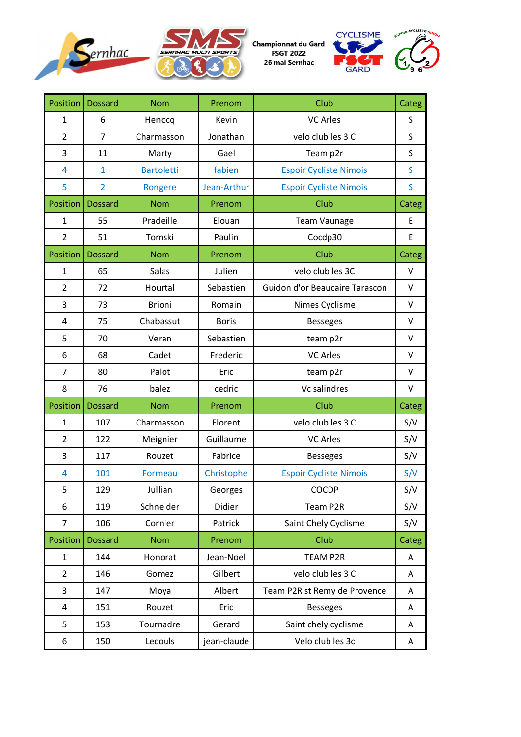**Championnat du Gard**
**FSGT 2022**
**26 mai Sernhac**

| Position | Dossard | Nom | Prenom | Club | Categ |
|---|---|---|---|---|---|
| 1 | 6 | Henocq | Kevin | VC Arles | S |
| 2 | 7 | Charmasson | Jonathan | velo club les 3 C | S |
| 3 | 11 | Marty | Gael | Team p2r | S |
| 4 | 1 | Bartoletti | fabien | Espoir Cycliste Nimois | S |
| 5 | 2 | Rongere | Jean-Arthur | Espoir Cycliste Nimois | S |
| Position | Dossard | Nom | Prenom | Club | Categ |
| 1 | 55 | Pradeille | Elouan | Team Vaunage | E |
| 2 | 51 | Tomski | Paulin | Cocdp30 | E |
| Position | Dossard | Nom | Prenom | Club | Categ |
| 1 | 65 | Salas | Julien | velo club les 3C | V |
| 2 | 72 | Hourtal | Sebastien | Guidon d'or Beaucaire Tarascon | V |
| 3 | 73 | Brioni | Romain | Nimes Cyclisme | V |
| 4 | 75 | Chabassut | Boris | Besseges | V |
| 5 | 70 | Veran | Sebastien | team p2r | V |
| 6 | 68 | Cadet | Frederic | VC Arles | V |
| 7 | 80 | Palot | Eric | team p2r | V |
| 8 | 76 | balez | cedric | Vc salindres | V |
| Position | Dossard | Nom | Prenom | Club | Categ |
| 1 | 107 | Charmasson | Florent | velo club les 3 C | S/V |
| 2 | 122 | Meignier | Guillaume | VC Arles | S/V |
| 3 | 117 | Rouzet | Fabrice | Besseges | S/V |
| 4 | 101 | Formeau | Christophe | Espoir Cycliste Nimois | S/V |
| 5 | 129 | Jullian | Georges | COCDP | S/V |
| 6 | 119 | Schneider | Didier | Team P2R | S/V |
| 7 | 106 | Cornier | Patrick | Saint Chely Cyclisme | S/V |
| Position | Dossard | Nom | Prenom | Club | Categ |
| 1 | 144 | Honorat | Jean-Noel | TEAM P2R | A |
| 2 | 146 | Gomez | Gilbert | velo club les 3 C | A |
| 3 | 147 | Moya | Albert | Team P2R st Remy de Provence | A |
| 4 | 151 | Rouzet | Eric | Besseges | A |
| 5 | 153 | Tournadre | Gerard | Saint chely cyclisme | A |
| 6 | 150 | Lecouls | jean-claude | Velo club les 3c | A |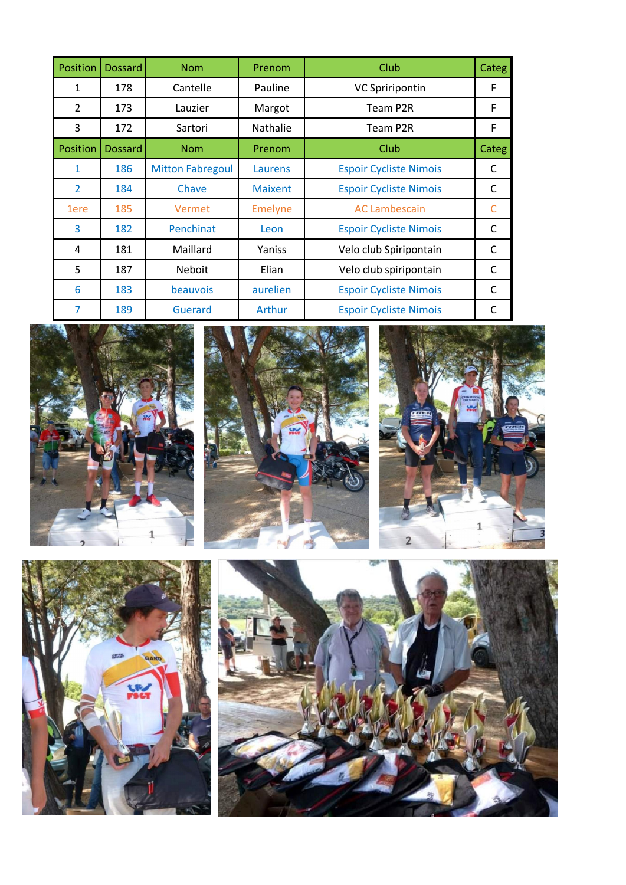| Position | Dossard | Nom | Prenom | Club | Categ |
|---|---|---|---|---|---|
| 1 | 178 | Cantelle | Pauline | VC Spriripontin | F |
| 2 | 173 | Lauzier | Margot | Team P2R | F |
| 3 | 172 | Sartori | Nathalie | Team P2R | F |
| Position | Dossard | Nom | Prenom | Club | Categ |
| 1 | 186 | Mitton Fabregoul | Laurens | Espoir Cycliste Nimois | C |
| 2 | 184 | Chave | Maixent | Espoir Cycliste Nimois | C |
| 1ere | 185 | Vermet | Emelyne | AC Lambescain | C |
| 3 | 182 | Penchinat | Leon | Espoir Cycliste Nimois | C |
| 4 | 181 | Maillard | Yaniss | Velo club Spiripontain | C |
| 5 | 187 | Neboit | Elian | Velo club spiripontain | C |
| 6 | 183 | beauvois | aurelien | Espoir Cycliste Nimois | C |
| 7 | 189 | Guerard | Arthur | Espoir Cycliste Nimois | C |